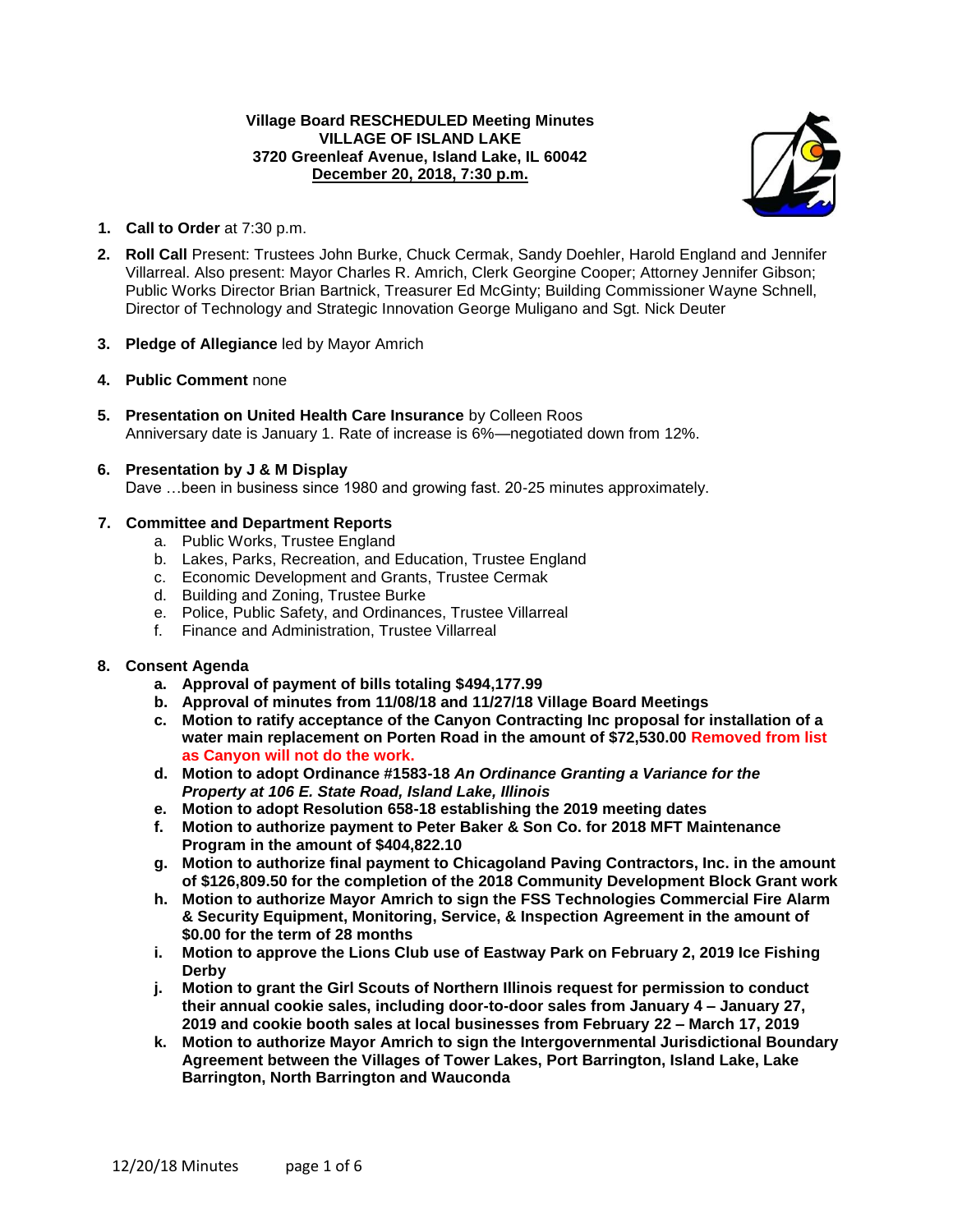**Village Board RESCHEDULED Meeting Minutes**
**VILLAGE OF ISLAND LAKE**
**3720 Greenleaf Avenue, Island Lake, IL 60042**
**December 20, 2018, 7:30 p.m.**

1. **Call to Order** at 7:30 p.m.

2. **Roll Call** Present: Trustees John Burke, Chuck Cermak, Sandy Doehler, Harold England and Jennifer Villarreal. Also present: Mayor Charles R. Amrich, Clerk Georgine Cooper; Attorney Jennifer Gibson; Public Works Director Brian Bartnick, Treasurer Ed McGinty; Building Commissioner Wayne Schnell, Director of Technology and Strategic Innovation George Muligano and Sgt. Nick Deuter

3. **Pledge of Allegiance** led by Mayor Amrich

4. **Public Comment** none

5. **Presentation on United Health Care Insurance** by Colleen Roos
   Anniversary date is January 1. Rate of increase is 6%—negotiated down from 12%.

6. **Presentation by J & M Display**
   Dave …been in business since 1980 and growing fast. 20-25 minutes approximately.

7. **Committee and Department Reports**
   a. Public Works, Trustee England
   b. Lakes, Parks, Recreation, and Education, Trustee England
   c. Economic Development and Grants, Trustee Cermak
   d. Building and Zoning, Trustee Burke
   e. Police, Public Safety, and Ordinances, Trustee Villarreal
   f. Finance and Administration, Trustee Villarreal

8. **Consent Agenda**
   a. **Approval of payment of bills totaling $494,177.99**
   b. **Approval of minutes from 11/08/18 and 11/27/18 Village Board Meetings**
   c. **Motion to ratify acceptance of the Canyon Contracting Inc proposal for installation of a water main replacement on Porten Road in the amount of $72,530.00 Removed from list as Canyon will not do the work.**
   d. **Motion to adopt Ordinance #1583-18 *An Ordinance Granting a Variance for the Property at 106 E. State Road, Island Lake, Illinois***
   e. **Motion to adopt Resolution 658-18 establishing the 2019 meeting dates**
   f. **Motion to authorize payment to Peter Baker & Son Co. for 2018 MFT Maintenance Program in the amount of $404,822.10**
   g. **Motion to authorize final payment to Chicagoland Paving Contractors, Inc. in the amount of $126,809.50 for the completion of the 2018 Community Development Block Grant work**
   h. **Motion to authorize Mayor Amrich to sign the FSS Technologies Commercial Fire Alarm & Security Equipment, Monitoring, Service, & Inspection Agreement in the amount of $0.00 for the term of 28 months**
   i. **Motion to approve the Lions Club use of Eastway Park on February 2, 2019 Ice Fishing Derby**
   j. **Motion to grant the Girl Scouts of Northern Illinois request for permission to conduct their annual cookie sales, including door-to-door sales from January 4 – January 27, 2019 and cookie booth sales at local businesses from February 22 – March 17, 2019**
   k. **Motion to authorize Mayor Amrich to sign the Intergovernmental Jurisdictional Boundary Agreement between the Villages of Tower Lakes, Port Barrington, Island Lake, Lake Barrington, North Barrington and Wauconda**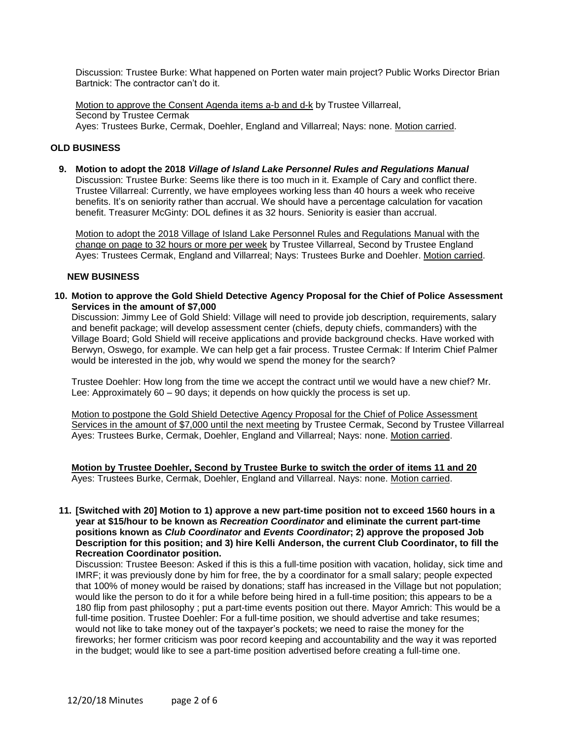Discussion: Trustee Burke: What happened on Porten water main project? Public Works Director Brian Bartnick: The contractor can't do it.

<u>Motion to approve the Consent Agenda items a-b and d-k</u> by Trustee Villarreal,
Second by Trustee Cermak
Ayes: Trustees Burke, Cermak, Doehler, England and Villarreal; Nays: none. <u>Motion carried</u>.

## OLD BUSINESS

**9. Motion to adopt the 2018 *Village of Island Lake Personnel Rules and Regulations Manual***
Discussion: Trustee Burke: Seems like there is too much in it. Example of Cary and conflict there. Trustee Villarreal: Currently, we have employees working less than 40 hours a week who receive benefits. It's on seniority rather than accrual. We should have a percentage calculation for vacation benefit. Treasurer McGinty: DOL defines it as 32 hours. Seniority is easier than accrual.

<u>Motion to adopt the 2018 Village of Island Lake Personnel Rules and Regulations Manual with the change on page to 32 hours or more per week</u> by Trustee Villarreal, Second by Trustee England
Ayes: Trustees Cermak, England and Villarreal; Nays: Trustees Burke and Doehler. <u>Motion carried</u>.

## NEW BUSINESS

**10. Motion to approve the Gold Shield Detective Agency Proposal for the Chief of Police Assessment Services in the amount of $7,000**
Discussion: Jimmy Lee of Gold Shield: Village will need to provide job description, requirements, salary and benefit package; will develop assessment center (chiefs, deputy chiefs, commanders) with the Village Board; Gold Shield will receive applications and provide background checks. Have worked with Berwyn, Oswego, for example. We can help get a fair process. Trustee Cermak: If Interim Chief Palmer would be interested in the job, why would we spend the money for the search?

Trustee Doehler: How long from the time we accept the contract until we would have a new chief? Mr. Lee: Approximately 60 – 90 days; it depends on how quickly the process is set up.

<u>Motion to postpone the Gold Shield Detective Agency Proposal for the Chief of Police Assessment Services in the amount of $7,000 until the next meeting</u> by Trustee Cermak, Second by Trustee Villarreal
Ayes: Trustees Burke, Cermak, Doehler, England and Villarreal; Nays: none. <u>Motion carried</u>.

<u>**Motion by Trustee Doehler, Second by Trustee Burke to switch the order of items 11 and 20**</u>
Ayes: Trustees Burke, Cermak, Doehler, England and Villarreal. Nays: none. <u>Motion carried</u>.

**11. [Switched with 20] Motion to 1) approve a new part-time position not to exceed 1560 hours in a year at $15/hour to be known as *Recreation Coordinator* and eliminate the current part-time positions known as *Club Coordinator* and *Events Coordinator*; 2) approve the proposed Job Description for this position; and 3) hire Kelli Anderson, the current Club Coordinator, to fill the Recreation Coordinator position.**
Discussion: Trustee Beeson: Asked if this is this a full-time position with vacation, holiday, sick time and IMRF; it was previously done by him for free, the by a coordinator for a small salary; people expected that 100% of money would be raised by donations; staff has increased in the Village but not population; would like the person to do it for a while before being hired in a full-time position; this appears to be a 180 flip from past philosophy ; put a part-time events position out there. Mayor Amrich: This would be a full-time position. Trustee Doehler: For a full-time position, we should advertise and take resumes; would not like to take money out of the taxpayer's pockets; we need to raise the money for the fireworks; her former criticism was poor record keeping and accountability and the way it was reported in the budget; would like to see a part-time position advertised before creating a full-time one.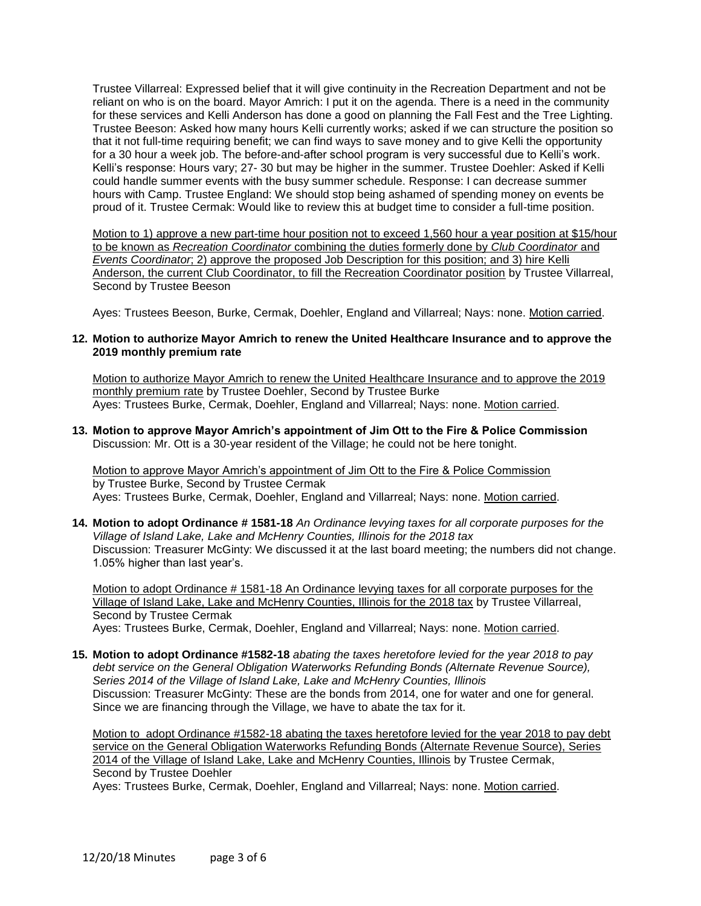Trustee Villarreal: Expressed belief that it will give continuity in the Recreation Department and not be reliant on who is on the board. Mayor Amrich: I put it on the agenda. There is a need in the community for these services and Kelli Anderson has done a good on planning the Fall Fest and the Tree Lighting. Trustee Beeson: Asked how many hours Kelli currently works; asked if we can structure the position so that it not full-time requiring benefit; we can find ways to save money and to give Kelli the opportunity for a 30 hour a week job. The before-and-after school program is very successful due to Kelli's work. Kelli's response: Hours vary; 27- 30 but may be higher in the summer. Trustee Doehler: Asked if Kelli could handle summer events with the busy summer schedule. Response: I can decrease summer hours with Camp. Trustee England: We should stop being ashamed of spending money on events be proud of it. Trustee Cermak: Would like to review this at budget time to consider a full-time position.

Motion to 1) approve a new part-time hour position not to exceed 1,560 hour a year position at $15/hour to be known as *Recreation Coordinator* combining the duties formerly done by *Club Coordinator* and *Events Coordinator*; 2) approve the proposed Job Description for this position; and 3) hire Kelli Anderson, the current Club Coordinator, to fill the Recreation Coordinator position by Trustee Villarreal, Second by Trustee Beeson

Ayes: Trustees Beeson, Burke, Cermak, Doehler, England and Villarreal; Nays: none. Motion carried.

**12. Motion to authorize Mayor Amrich to renew the United Healthcare Insurance and to approve the 2019 monthly premium rate**

Motion to authorize Mayor Amrich to renew the United Healthcare Insurance and to approve the 2019 monthly premium rate by Trustee Doehler, Second by Trustee Burke
Ayes: Trustees Burke, Cermak, Doehler, England and Villarreal; Nays: none. Motion carried.

**13. Motion to approve Mayor Amrich's appointment of Jim Ott to the Fire & Police Commission**
Discussion: Mr. Ott is a 30-year resident of the Village; he could not be here tonight.

Motion to approve Mayor Amrich's appointment of Jim Ott to the Fire & Police Commission by Trustee Burke, Second by Trustee Cermak
Ayes: Trustees Burke, Cermak, Doehler, England and Villarreal; Nays: none. Motion carried.

**14. Motion to adopt Ordinance # 1581-18** *An Ordinance levying taxes for all corporate purposes for the Village of Island Lake, Lake and McHenry Counties, Illinois for the 2018 tax*
Discussion: Treasurer McGinty: We discussed it at the last board meeting; the numbers did not change. 1.05% higher than last year's.

Motion to adopt Ordinance # 1581-18 An Ordinance levying taxes for all corporate purposes for the Village of Island Lake, Lake and McHenry Counties, Illinois for the 2018 tax by Trustee Villarreal, Second by Trustee Cermak
Ayes: Trustees Burke, Cermak, Doehler, England and Villarreal; Nays: none. Motion carried.

**15. Motion to adopt Ordinance #1582-18** *abating the taxes heretofore levied for the year 2018 to pay debt service on the General Obligation Waterworks Refunding Bonds (Alternate Revenue Source), Series 2014 of the Village of Island Lake, Lake and McHenry Counties, Illinois*
Discussion: Treasurer McGinty: These are the bonds from 2014, one for water and one for general. Since we are financing through the Village, we have to abate the tax for it.

Motion to adopt Ordinance #1582-18 abating the taxes heretofore levied for the year 2018 to pay debt service on the General Obligation Waterworks Refunding Bonds (Alternate Revenue Source), Series 2014 of the Village of Island Lake, Lake and McHenry Counties, Illinois by Trustee Cermak, Second by Trustee Doehler
Ayes: Trustees Burke, Cermak, Doehler, England and Villarreal; Nays: none. Motion carried.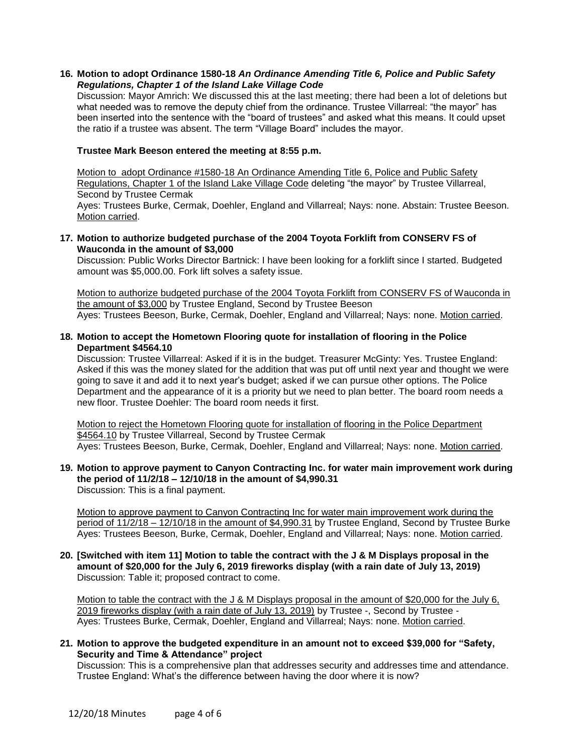**16. Motion to adopt Ordinance 1580-18 *An Ordinance Amending Title 6, Police and Public Safety Regulations, Chapter 1 of the Island Lake Village Code***

Discussion: Mayor Amrich: We discussed this at the last meeting; there had been a lot of deletions but what needed was to remove the deputy chief from the ordinance. Trustee Villarreal: "the mayor" has been inserted into the sentence with the "board of trustees" and asked what this means. It could upset the ratio if a trustee was absent. The term "Village Board" includes the mayor.

**Trustee Mark Beeson entered the meeting at 8:55 p.m.**

Motion to adopt Ordinance #1580-18 An Ordinance Amending Title 6, Police and Public Safety Regulations, Chapter 1 of the Island Lake Village Code deleting "the mayor" by Trustee Villarreal, Second by Trustee Cermak
Ayes: Trustees Burke, Cermak, Doehler, England and Villarreal; Nays: none. Abstain: Trustee Beeson. Motion carried.

**17. Motion to authorize budgeted purchase of the 2004 Toyota Forklift from CONSERV FS of Wauconda in the amount of $3,000**

Discussion: Public Works Director Bartnick: I have been looking for a forklift since I started. Budgeted amount was $5,000.00. Fork lift solves a safety issue.

Motion to authorize budgeted purchase of the 2004 Toyota Forklift from CONSERV FS of Wauconda in the amount of $3,000 by Trustee England, Second by Trustee Beeson
Ayes: Trustees Beeson, Burke, Cermak, Doehler, England and Villarreal; Nays: none. Motion carried.

**18. Motion to accept the Hometown Flooring quote for installation of flooring in the Police Department $4564.10**

Discussion: Trustee Villarreal: Asked if it is in the budget. Treasurer McGinty: Yes. Trustee England: Asked if this was the money slated for the addition that was put off until next year and thought we were going to save it and add it to next year's budget; asked if we can pursue other options. The Police Department and the appearance of it is a priority but we need to plan better. The board room needs a new floor. Trustee Doehler: The board room needs it first.

Motion to reject the Hometown Flooring quote for installation of flooring in the Police Department $4564.10 by Trustee Villarreal, Second by Trustee Cermak
Ayes: Trustees Beeson, Burke, Cermak, Doehler, England and Villarreal; Nays: none. Motion carried.

**19. Motion to approve payment to Canyon Contracting Inc. for water main improvement work during the period of 11/2/18 – 12/10/18 in the amount of $4,990.31**

Discussion: This is a final payment.

Motion to approve payment to Canyon Contracting Inc for water main improvement work during the period of 11/2/18 – 12/10/18 in the amount of $4,990.31 by Trustee England, Second by Trustee Burke
Ayes: Trustees Beeson, Burke, Cermak, Doehler, England and Villarreal; Nays: none. Motion carried.

**20. [Switched with item 11] Motion to table the contract with the J & M Displays proposal in the amount of $20,000 for the July 6, 2019 fireworks display (with a rain date of July 13, 2019)**

Discussion: Table it; proposed contract to come.

Motion to table the contract with the J & M Displays proposal in the amount of $20,000 for the July 6, 2019 fireworks display (with a rain date of July 13, 2019) by Trustee -, Second by Trustee -
Ayes: Trustees Burke, Cermak, Doehler, England and Villarreal; Nays: none. Motion carried.

**21. Motion to approve the budgeted expenditure in an amount not to exceed $39,000 for "Safety, Security and Time & Attendance" project**

Discussion: This is a comprehensive plan that addresses security and addresses time and attendance. Trustee England: What's the difference between having the door where it is now?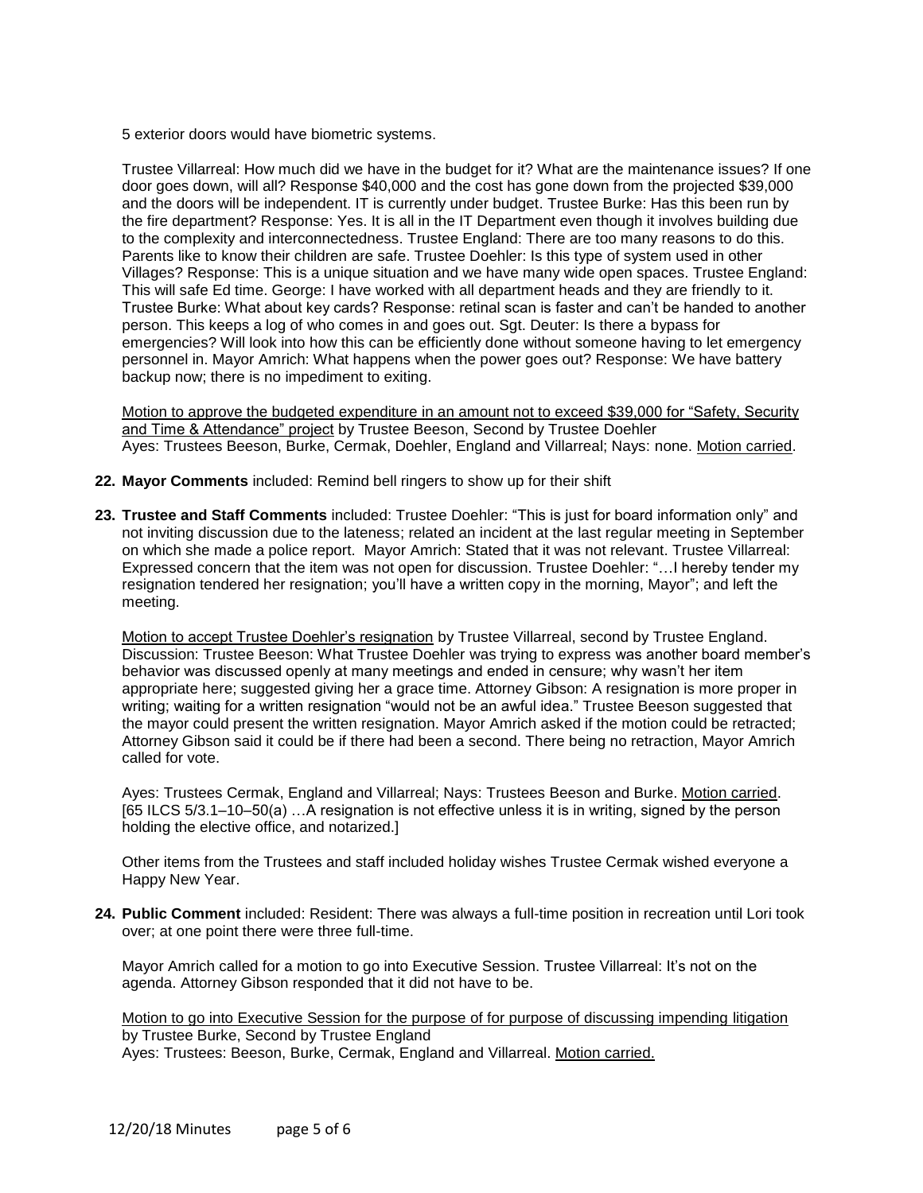5 exterior doors would have biometric systems.

Trustee Villarreal: How much did we have in the budget for it? What are the maintenance issues? If one door goes down, will all? Response $40,000 and the cost has gone down from the projected $39,000 and the doors will be independent. IT is currently under budget. Trustee Burke: Has this been run by the fire department? Response: Yes. It is all in the IT Department even though it involves building due to the complexity and interconnectedness. Trustee England: There are too many reasons to do this. Parents like to know their children are safe. Trustee Doehler: Is this type of system used in other Villages? Response: This is a unique situation and we have many wide open spaces. Trustee England: This will safe Ed time. George: I have worked with all department heads and they are friendly to it. Trustee Burke: What about key cards? Response: retinal scan is faster and can't be handed to another person. This keeps a log of who comes in and goes out. Sgt. Deuter: Is there a bypass for emergencies? Will look into how this can be efficiently done without someone having to let emergency personnel in. Mayor Amrich: What happens when the power goes out? Response: We have battery backup now; there is no impediment to exiting.

Motion to approve the budgeted expenditure in an amount not to exceed $39,000 for "Safety, Security and Time & Attendance" project by Trustee Beeson, Second by Trustee Doehler
Ayes: Trustees Beeson, Burke, Cermak, Doehler, England and Villarreal; Nays: none. Motion carried.

**22. Mayor Comments** included: Remind bell ringers to show up for their shift

**23. Trustee and Staff Comments** included: Trustee Doehler: "This is just for board information only" and not inviting discussion due to the lateness; related an incident at the last regular meeting in September on which she made a police report. Mayor Amrich: Stated that it was not relevant. Trustee Villarreal: Expressed concern that the item was not open for discussion. Trustee Doehler: "…I hereby tender my resignation tendered her resignation; you'll have a written copy in the morning, Mayor"; and left the meeting.

Motion to accept Trustee Doehler's resignation by Trustee Villarreal, second by Trustee England. Discussion: Trustee Beeson: What Trustee Doehler was trying to express was another board member's behavior was discussed openly at many meetings and ended in censure; why wasn't her item appropriate here; suggested giving her a grace time. Attorney Gibson: A resignation is more proper in writing; waiting for a written resignation "would not be an awful idea." Trustee Beeson suggested that the mayor could present the written resignation. Mayor Amrich asked if the motion could be retracted; Attorney Gibson said it could be if there had been a second. There being no retraction, Mayor Amrich called for vote.

Ayes: Trustees Cermak, England and Villarreal; Nays: Trustees Beeson and Burke. Motion carried. [65 ILCS 5/3.1–10–50(a) …A resignation is not effective unless it is in writing, signed by the person holding the elective office, and notarized.]

Other items from the Trustees and staff included holiday wishes Trustee Cermak wished everyone a Happy New Year.

**24. Public Comment** included: Resident: There was always a full-time position in recreation until Lori took over; at one point there were three full-time.

Mayor Amrich called for a motion to go into Executive Session. Trustee Villarreal: It's not on the agenda. Attorney Gibson responded that it did not have to be.

Motion to go into Executive Session for the purpose of for purpose of discussing impending litigation by Trustee Burke, Second by Trustee England
Ayes: Trustees: Beeson, Burke, Cermak, England and Villarreal. Motion carried.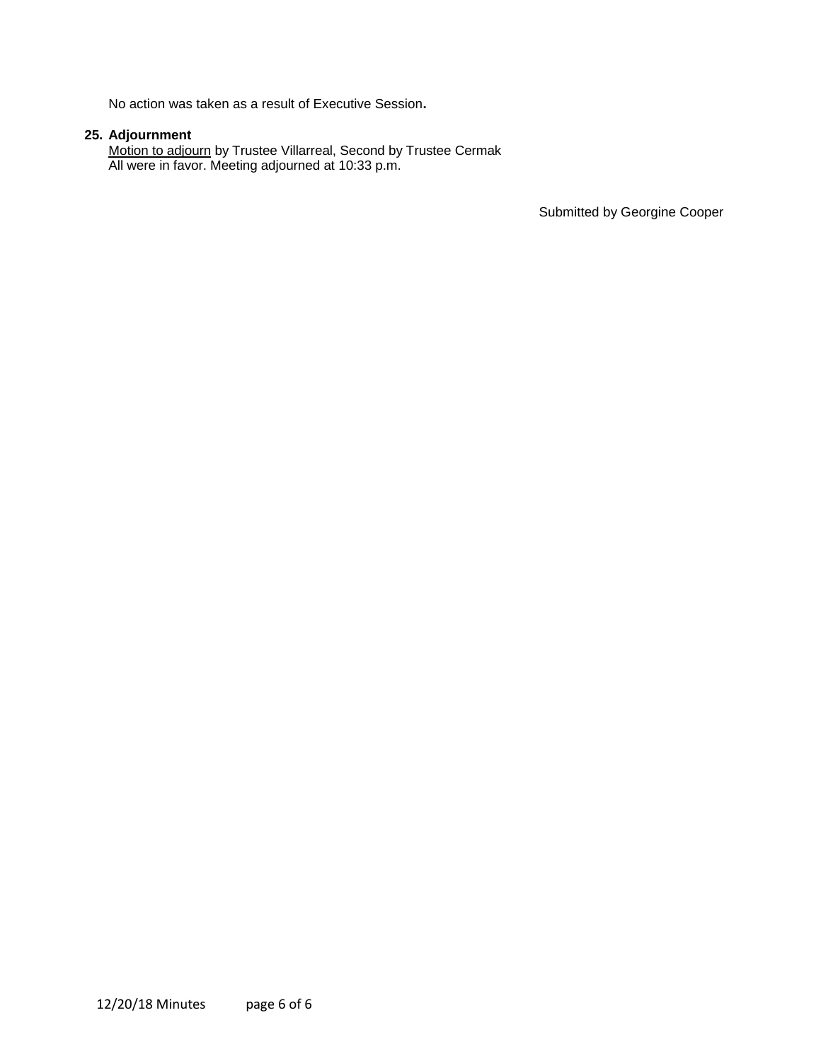No action was taken as a result of Executive Session**.**

**25. Adjournment**

Motion to adjourn by Trustee Villarreal, Second by Trustee Cermak
All were in favor. Meeting adjourned at 10:33 p.m.

Submitted by Georgine Cooper